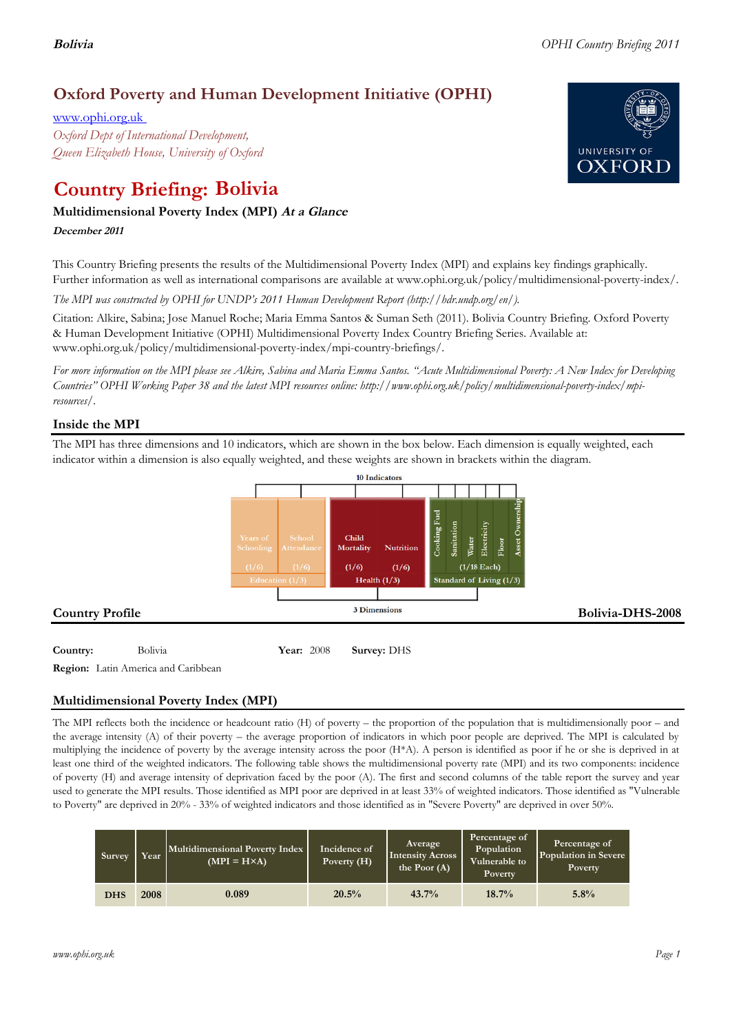# Oxford Poverty and Human Development Initiative (OPHI)

www.ophi.org.uk

*Oxford Dept of International Development,*
*Queen Elizabeth House, University of Oxford*

# Country Briefing: Bolivia

### Multidimensional Poverty Index (MPI) *At a Glance*

***December 2011***

This Country Briefing presents the results of the Multidimensional Poverty Index (MPI) and explains key findings graphically. Further information as well as international comparisons are available at www.ophi.org.uk/policy/multidimensional-poverty-index/.

*The MPI was constructed by OPHI for UNDP's 2011 Human Development Report (http://hdr.undp.org/en/).*

Citation: Alkire, Sabina; Jose Manuel Roche; Maria Emma Santos & Suman Seth (2011). Bolivia Country Briefing. Oxford Poverty & Human Development Initiative (OPHI) Multidimensional Poverty Index Country Briefing Series. Available at: www.ophi.org.uk/policy/multidimensional-poverty-index/mpi-country-briefings/.

*For more information on the MPI please see Alkire, Sabina and Maria Emma Santos. "Acute Multidimensional Poverty: A New Index for Developing Countries" OPHI Working Paper 38 and the latest MPI resources online: http://www.ophi.org.uk/policy/multidimensional-poverty-index/mpi-resources/.*

## Inside the MPI

The MPI has three dimensions and 10 indicators, which are shown in the box below. Each dimension is equally weighted, each indicator within a dimension is also equally weighted, and these weights are shown in brackets within the diagram.

10 Indicators

| Education (1/3) | | Health (1/3) | | Standard of Living (1/3) | | | | | |
|---|---|---|---|---|---|---|---|---|---|
| Years of Schooling | School Attendance | Child Mortality | Nutrition | Cooking Fuel | Sanitation | Water | Electricity | Floor | Asset Ownership |
| (1/6) | (1/6) | (1/6) | (1/6) | (1/18 Each) | | | | | |

3 Dimensions

## Country Profile

**Bolivia-DHS-2008**

**Country:** Bolivia  **Year:** 2008  **Survey:** DHS

**Region:** Latin America and Caribbean

## Multidimensional Poverty Index (MPI)

The MPI reflects both the incidence or headcount ratio (H) of poverty – the proportion of the population that is multidimensionally poor – and the average intensity (A) of their poverty – the average proportion of indicators in which poor people are deprived. The MPI is calculated by multiplying the incidence of poverty by the average intensity across the poor (H*A). A person is identified as poor if he or she is deprived in at least one third of the weighted indicators. The following table shows the multidimensional poverty rate (MPI) and its two components: incidence of poverty (H) and average intensity of deprivation faced by the poor (A). The first and second columns of the table report the survey and year used to generate the MPI results. Those identified as MPI poor are deprived in at least 33% of weighted indicators. Those identified as "Vulnerable to Poverty" are deprived in 20% - 33% of weighted indicators and those identified as in "Severe Poverty" are deprived in over 50%.

| Survey | Year | Multidimensional Poverty Index (MPI = H×A) | Incidence of Poverty (H) | Average Intensity Across the Poor (A) | Percentage of Population Vulnerable to Poverty | Percentage of Population in Severe Poverty |
|---|---|---|---|---|---|---|
| DHS | 2008 | 0.089 | 20.5% | 43.7% | 18.7% | 5.8% |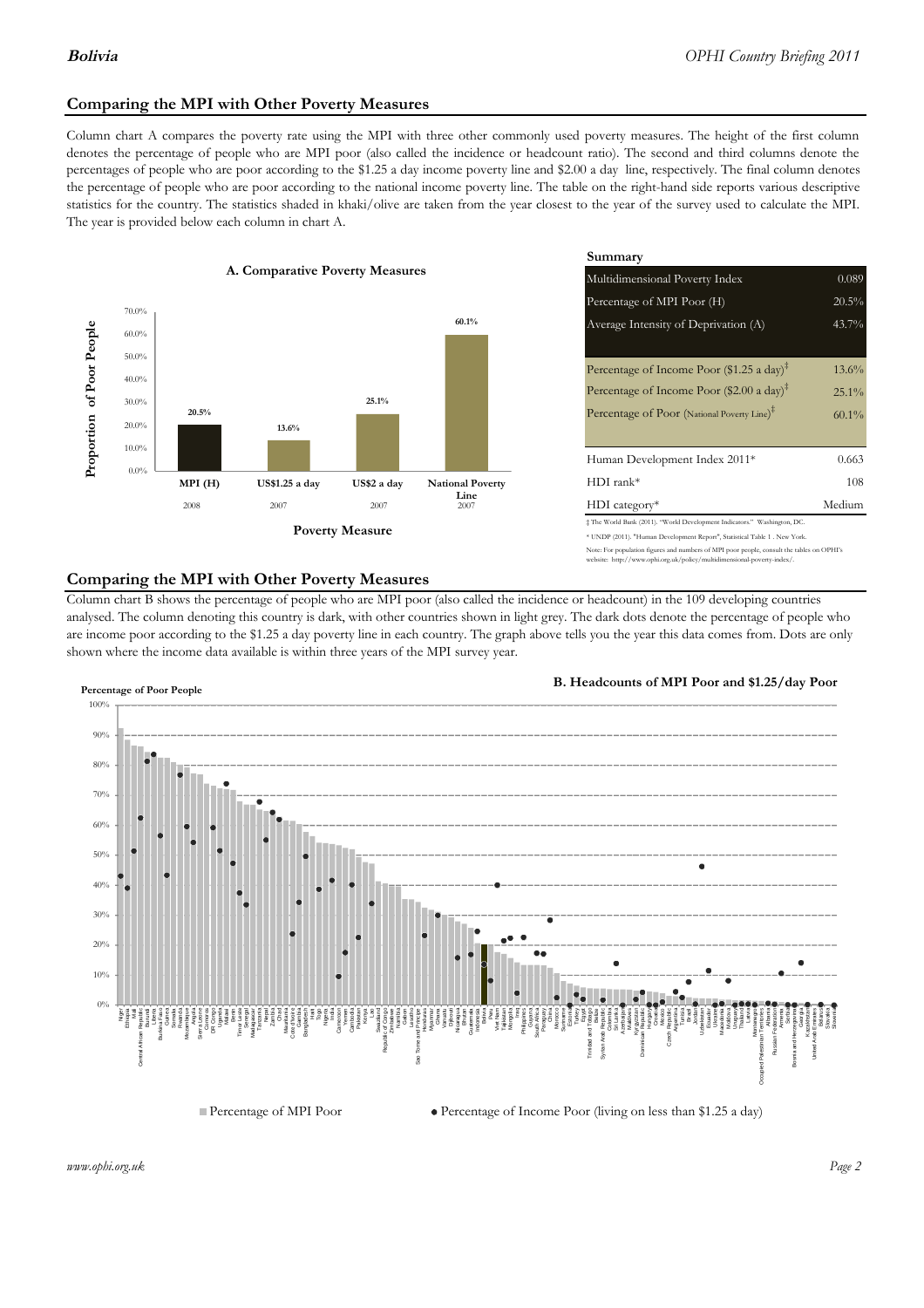## Comparing the MPI with Other Poverty Measures

Column chart A compares the poverty rate using the MPI with three other commonly used poverty measures. The height of the first column denotes the percentage of people who are MPI poor (also called the incidence or headcount ratio). The second and third columns denote the percentages of people who are poor according to the $1.25 a day income poverty line and $2.00 a day line, respectively. The final column denotes the percentage of people who are poor according to the national income poverty line. The table on the right-hand side reports various descriptive statistics for the country. The statistics shaded in khaki/olive are taken from the year closest to the year of the survey used to calculate the MPI. The year is provided below each column in chart A.

**A. Comparative Poverty Measures**

| Poverty Measure | Proportion of Poor People | Year |
|---|---|---|
| MPI (H) | 20.5% | 2008 |
| US$1.25 a day | 13.6% | 2007 |
| US$2 a day | 25.1% | 2007 |
| National Poverty Line | 60.1% | 2007 |

**Summary**

| | |
|---|---|
| Multidimensional Poverty Index | 0.089 |
| Percentage of MPI Poor (H) | 20.5% |
| Average Intensity of Deprivation (A) | 43.7% |
| Percentage of Income Poor ($1.25 a day)‡ | 13.6% |
| Percentage of Income Poor ($2.00 a day)‡ | 25.1% |
| Percentage of Poor (National Poverty Line)‡ | 60.1% |
| Human Development Index 2011* | 0.663 |
| HDI rank* | 108 |
| HDI category* | Medium |

‡ The World Bank (2011). "World Development Indicators." Washington, DC.

* UNDP (2011). "Human Development Report", Statistical Table 1 . New York.

Note: For population figures and numbers of MPI poor people, consult the tables on OPHI's website: http://www.ophi.org.uk/policy/multidimensional-poverty-index/.

## Comparing the MPI with Other Poverty Measures

Column chart B shows the percentage of people who are MPI poor (also called the incidence or headcount) in the 109 developing countries analysed. The column denoting this country is dark, with other countries shown in light grey. The dark dots denote the percentage of people who are income poor according to the $1.25 a day poverty line in each country. The graph above tells you the year this data comes from. Dots are only shown where the income data available is within three years of the MPI survey year.

**B. Headcounts of MPI Poor and $1.25/day Poor**

Percentage of Poor People

■ Percentage of MPI Poor ● Percentage of Income Poor (living on less than $1.25 a day)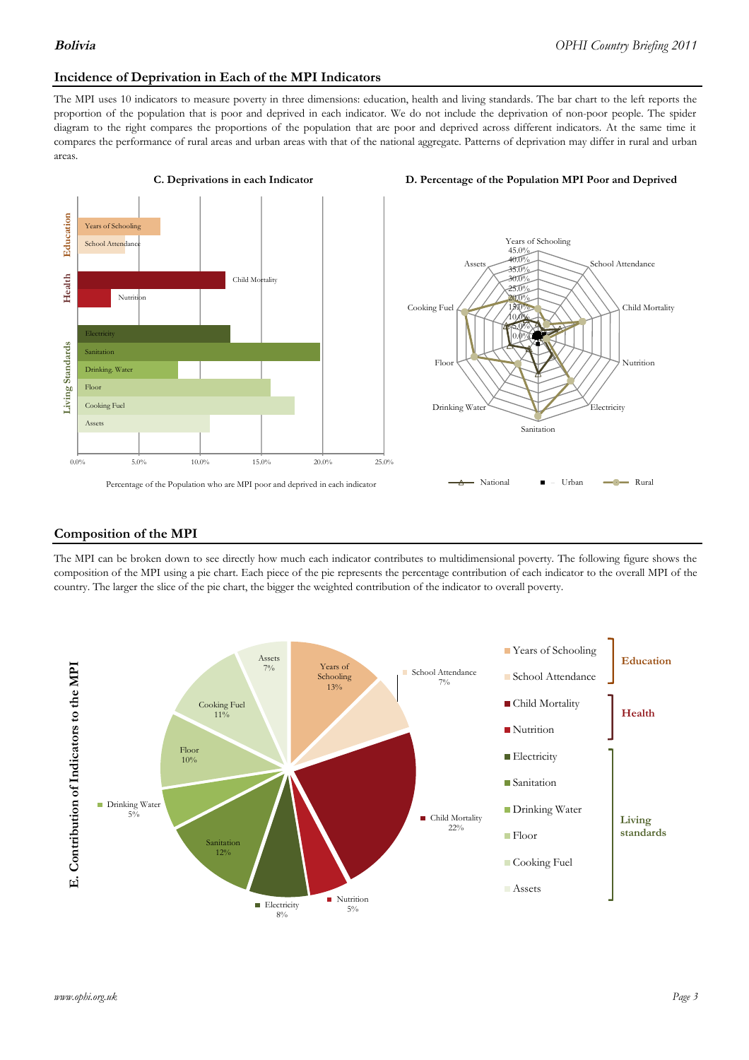## Incidence of Deprivation in Each of the MPI Indicators

The MPI uses 10 indicators to measure poverty in three dimensions: education, health and living standards. The bar chart to the left reports the proportion of the population that is poor and deprived in each indicator. We do not include the deprivation of non-poor people. The spider diagram to the right compares the proportions of the population that are poor and deprived across different indicators. At the same time it compares the performance of rural areas and urban areas with that of the national aggregate. Patterns of deprivation may differ in rural and urban areas.

**C. Deprivations in each Indicator**

Percentage of the Population who are MPI poor and deprived in each indicator

**D. Percentage of the Population MPI Poor and Deprived**

National, Urban, Rural

## Composition of the MPI

The MPI can be broken down to see directly how much each indicator contributes to multidimensional poverty. The following figure shows the composition of the MPI using a pie chart. Each piece of the pie represents the percentage contribution of each indicator to the overall MPI of the country. The larger the slice of the pie chart, the bigger the weighted contribution of the indicator to overall poverty.

**E. Contribution of Indicators to the MPI**

| Dimension | Indicator | Contribution |
|---|---|---|
| Education | Years of Schooling | 13% |
| Education | School Attendance | 7% |
| Health | Child Mortality | 22% |
| Health | Nutrition | 5% |
| Living standards | Electricity | 8% |
| Living standards | Sanitation | 12% |
| Living standards | Drinking Water | 5% |
| Living standards | Floor | 10% |
| Living standards | Cooking Fuel | 11% |
| Living standards | Assets | 7% |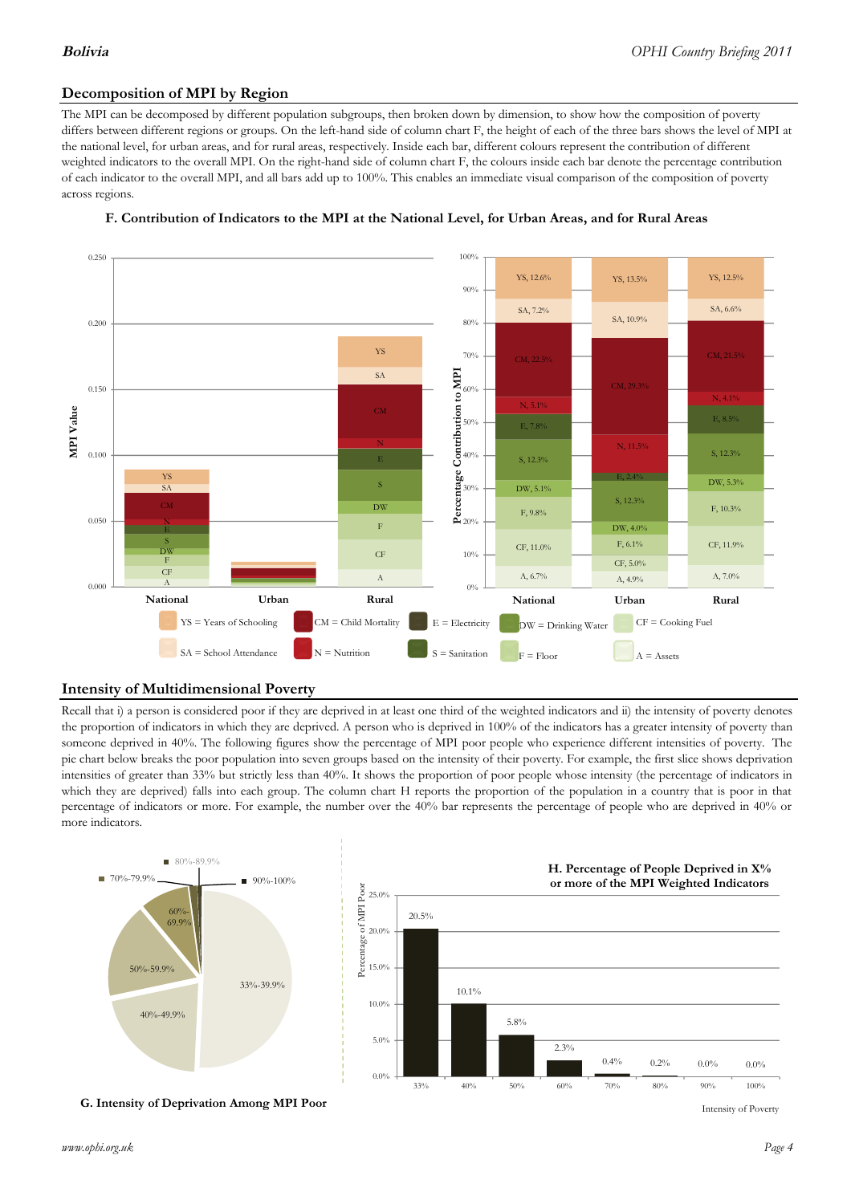## Decomposition of MPI by Region

The MPI can be decomposed by different population subgroups, then broken down by dimension, to show how the composition of poverty differs between different regions or groups. On the left-hand side of column chart F, the height of each of the three bars shows the level of MPI at the national level, for urban areas, and for rural areas, respectively. Inside each bar, different colours represent the contribution of different weighted indicators to the overall MPI. On the right-hand side of column chart F, the colours inside each bar denote the percentage contribution of each indicator to the overall MPI, and all bars add up to 100%. This enables an immediate visual comparison of the composition of poverty across regions.

**F. Contribution of Indicators to the MPI at the National Level, for Urban Areas, and for Rural Areas**

| Indicator | National | Urban | Rural |
|---|---|---|---|
| YS | 12.6% | 13.5% | 12.5% |
| SA | 7.2% | 10.9% | 6.6% |
| CM | 22.5% | 29.3% | 21.5% |
| N | 5.1% | 11.5% | 4.1% |
| E | 7.8% | 2.4% | 8.5% |
| S | 12.3% | 12.3% | 12.3% |
| DW | 5.1% | 4.0% | 5.3% |
| F | 9.8% | 6.1% | 10.3% |
| CF | 11.0% | 5.0% | 11.9% |
| A | 6.7% | 4.9% | 7.0% |

YS = Years of Schooling; SA = School Attendance; CM = Child Mortality; N = Nutrition; E = Electricity; S = Sanitation; DW = Drinking Water; F = Floor; CF = Cooking Fuel; A = Assets

## Intensity of Multidimensional Poverty

Recall that i) a person is considered poor if they are deprived in at least one third of the weighted indicators and ii) the intensity of poverty denotes the proportion of indicators in which they are deprived. A person who is deprived in 100% of the indicators has a greater intensity of poverty than someone deprived in 40%. The following figures show the percentage of MPI poor people who experience different intensities of poverty. The pie chart below breaks the poor population into seven groups based on the intensity of their poverty. For example, the first slice shows deprivation intensities of greater than 33% but strictly less than 40%. It shows the proportion of poor people whose intensity (the percentage of indicators in which they are deprived) falls into each group. The column chart H reports the proportion of the population in a country that is poor in that percentage of indicators or more. For example, the number over the 40% bar represents the percentage of people who are deprived in 40% or more indicators.

Pie chart groups: 33%-39.9%; 40%-49.9%; 50%-59.9%; 60%-69.9%; 70%-79.9%; 80%-89.9%; 90%-100%

**G. Intensity of Deprivation Among MPI Poor**

**H. Percentage of People Deprived in X% or more of the MPI Weighted Indicators**

| Intensity of Poverty | 33% | 40% | 50% | 60% | 70% | 80% | 90% | 100% |
|---|---|---|---|---|---|---|---|---|
| Percentage of MPI Poor | 20.5% | 10.1% | 5.8% | 2.3% | 0.4% | 0.2% | 0.0% | 0.0% |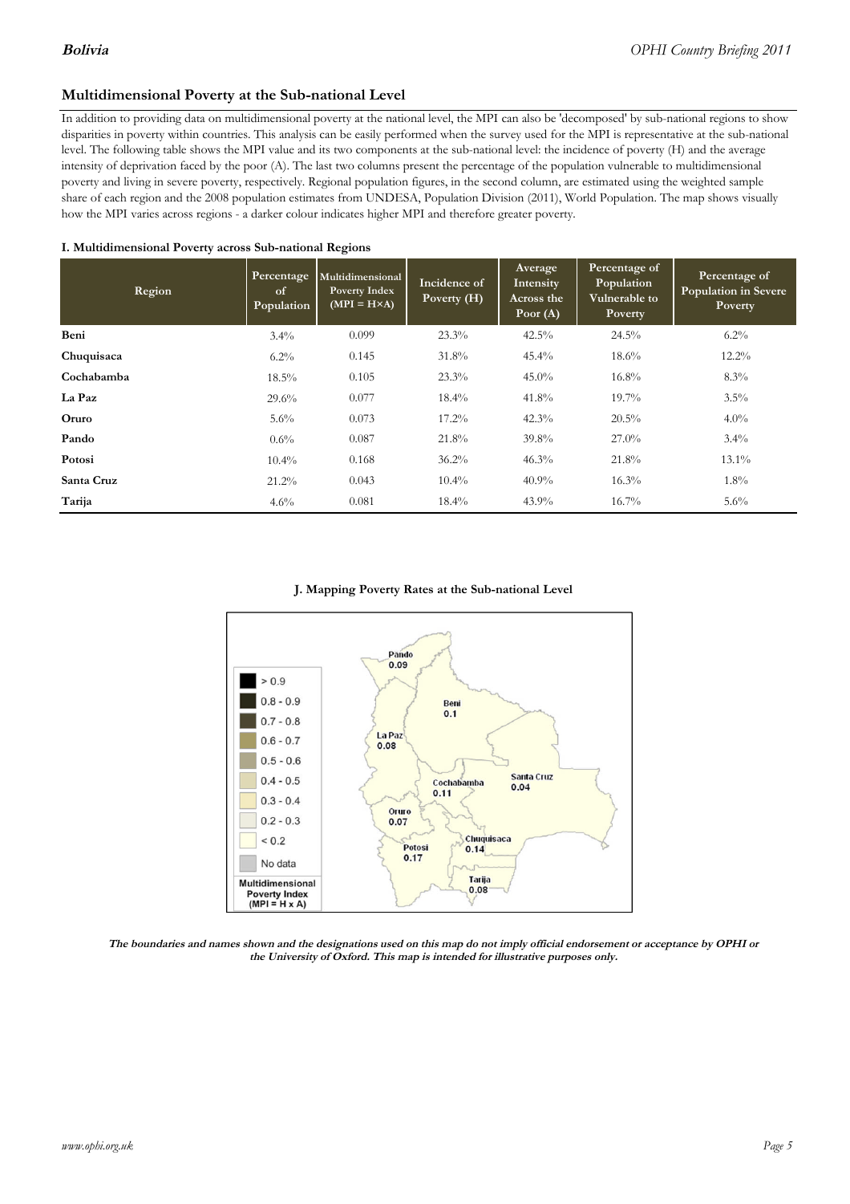## Multidimensional Poverty at the Sub-national Level

In addition to providing data on multidimensional poverty at the national level, the MPI can also be 'decomposed' by sub-national regions to show disparities in poverty within countries. This analysis can be easily performed when the survey used for the MPI is representative at the sub-national level. The following table shows the MPI value and its two components at the sub-national level: the incidence of poverty (H) and the average intensity of deprivation faced by the poor (A). The last two columns present the percentage of the population vulnerable to multidimensional poverty and living in severe poverty, respectively. Regional population figures, in the second column, are estimated using the weighted sample share of each region and the 2008 population estimates from UNDESA, Population Division (2011), World Population. The map shows visually how the MPI varies across regions - a darker colour indicates higher MPI and therefore greater poverty.

**I. Multidimensional Poverty across Sub-national Regions**

| Region | Percentage of Population | Multidimensional Poverty Index (MPI = H×A) | Incidence of Poverty (H) | Average Intensity Across the Poor (A) | Percentage of Population Vulnerable to Poverty | Percentage of Population in Severe Poverty |
|---|---|---|---|---|---|---|
| **Beni** | 3.4% | 0.099 | 23.3% | 42.5% | 24.5% | 6.2% |
| **Chuquisaca** | 6.2% | 0.145 | 31.8% | 45.4% | 18.6% | 12.2% |
| **Cochabamba** | 18.5% | 0.105 | 23.3% | 45.0% | 16.8% | 8.3% |
| **La Paz** | 29.6% | 0.077 | 18.4% | 41.8% | 19.7% | 3.5% |
| **Oruro** | 5.6% | 0.073 | 17.2% | 42.3% | 20.5% | 4.0% |
| **Pando** | 0.6% | 0.087 | 21.8% | 39.8% | 27.0% | 3.4% |
| **Potosi** | 10.4% | 0.168 | 36.2% | 46.3% | 21.8% | 13.1% |
| **Santa Cruz** | 21.2% | 0.043 | 10.4% | 40.9% | 16.3% | 1.8% |
| **Tarija** | 4.6% | 0.081 | 18.4% | 43.9% | 16.7% | 5.6% |

**J. Mapping Poverty Rates at the Sub-national Level**

***The boundaries and names shown and the designations used on this map do not imply official endorsement or acceptance by OPHI or the University of Oxford. This map is intended for illustrative purposes only.***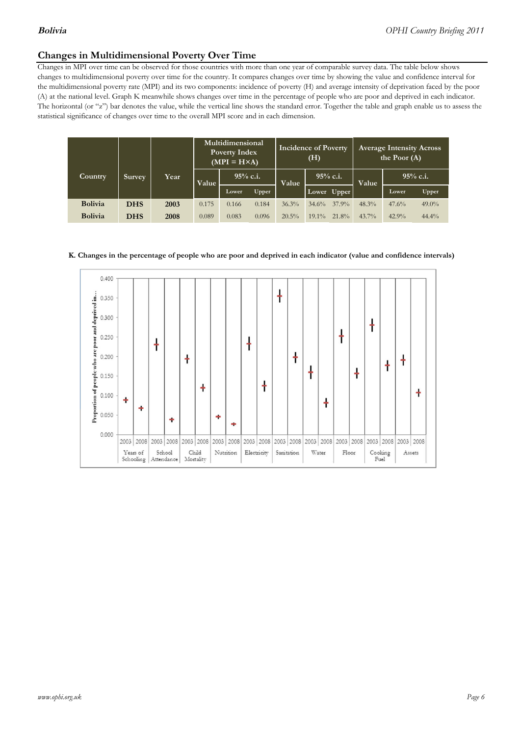## Changes in Multidimensional Poverty Over Time

Changes in MPI over time can be observed for those countries with more than one year of comparable survey data. The table below shows changes to multidimensional poverty over time for the country. It compares changes over time by showing the value and confidence interval for the multidimensional poverty rate (MPI) and its two components: incidence of poverty (H) and average intensity of deprivation faced by the poor (A) at the national level. Graph K meanwhile shows changes over time in the percentage of people who are poor and deprived in each indicator. The horizontal (or "z") bar denotes the value, while the vertical line shows the standard error. Together the table and graph enable us to assess the statistical significance of changes over time to the overall MPI score and in each dimension.

| Country | Survey | Year | Multidimensional Poverty Index (MPI = H×A) | | | Incidence of Poverty (H) | | | Average Intensity Across the Poor (A) | | |
|---|---|---|---|---|---|---|---|---|---|---|---|
| | | | Value | 95% c.i. | | Value | 95% c.i. | | Value | 95% c.i. | |
| | | | | Lower | Upper | | Lower | Upper | | Lower | Upper |
| **Bolivia** | **DHS** | **2003** | 0.175 | 0.166 | 0.184 | 36.3% | 34.6% | 37.9% | 48.3% | 47.6% | 49.0% |
| **Bolivia** | **DHS** | **2008** | 0.089 | 0.083 | 0.096 | 20.5% | 19.1% | 21.8% | 43.7% | 42.9% | 44.4% |

**K. Changes in the percentage of people who are poor and deprived in each indicator (value and confidence intervals)**

Proportion of people who are poor and deprived in...

0.400
0.350
0.300
0.250
0.200
0.150
0.100
0.050
0.000

2003 2008 2003 2008 2003 2008 2003 2008 2003 2008 2003 2008 2003 2008 2003 2008 2003 2008 2003 2008

Years of Schooling | School Attendance | Child Mortality | Nutrition | Electricity | Sanitation | Water | Floor | Cooking Fuel | Assets